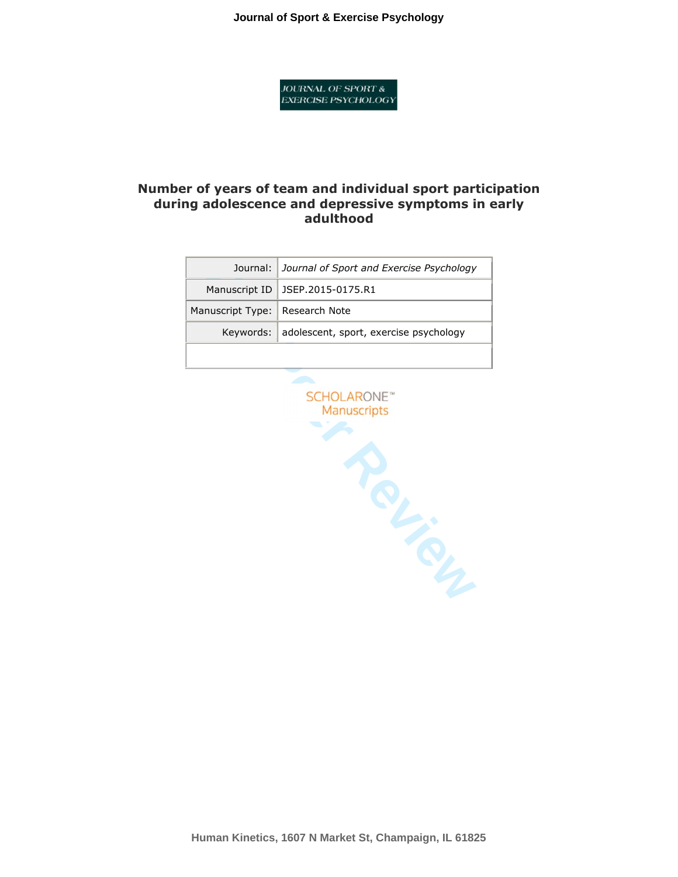# Number of years of team and individual sport participation during adolescence and depressive symptoms in early adulthood

| Journal: | *Journal of Sport and Exercise Psychology* |
|---|---|
| Manuscript ID | JSEP.2015-0175.R1 |
| Manuscript Type: | Research Note |
| Keywords: | adolescent, sport, exercise psychology |

Human Kinetics, 1607 N Market St, Champaign, IL 61825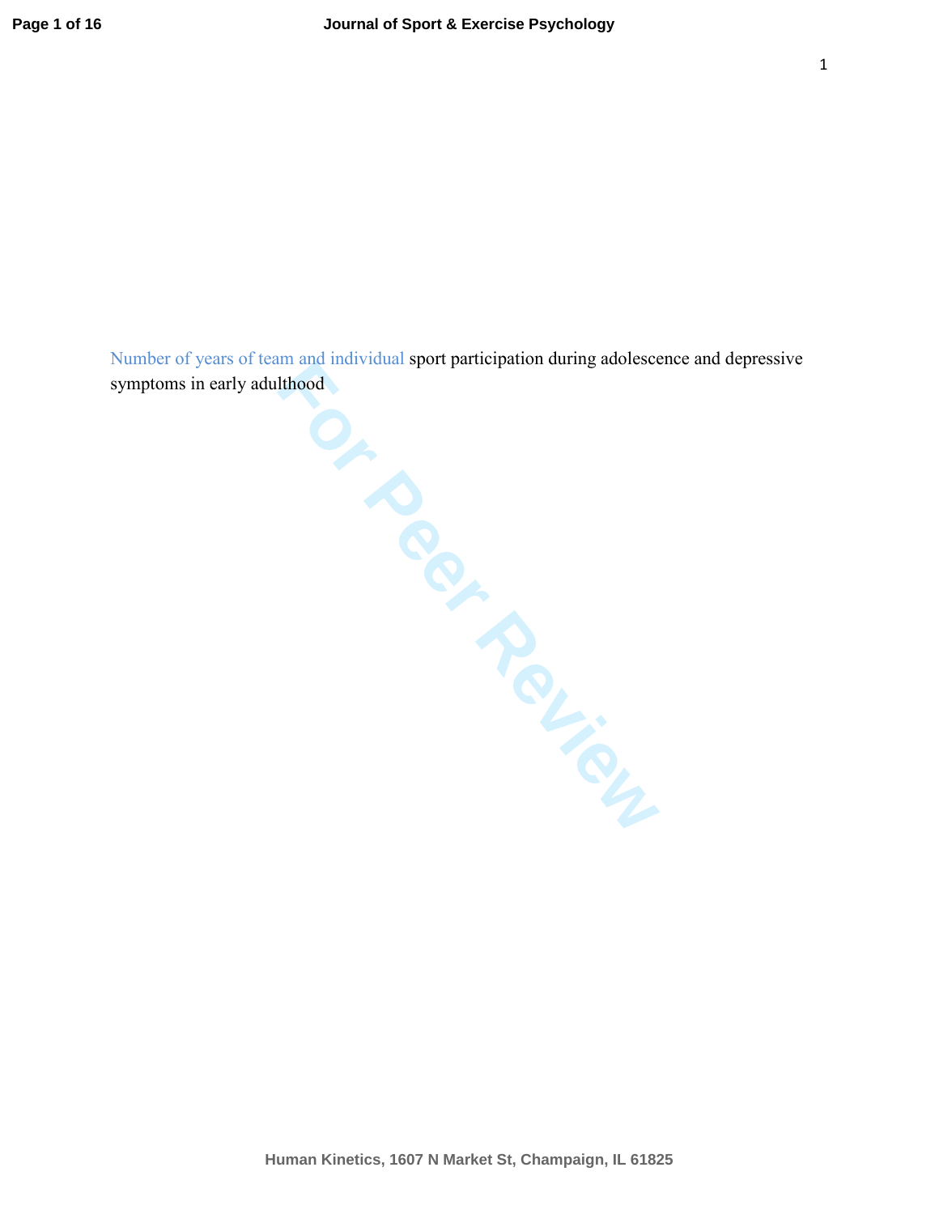Number of years of team and individual sport participation during adolescence and depressive symptoms in early adulthood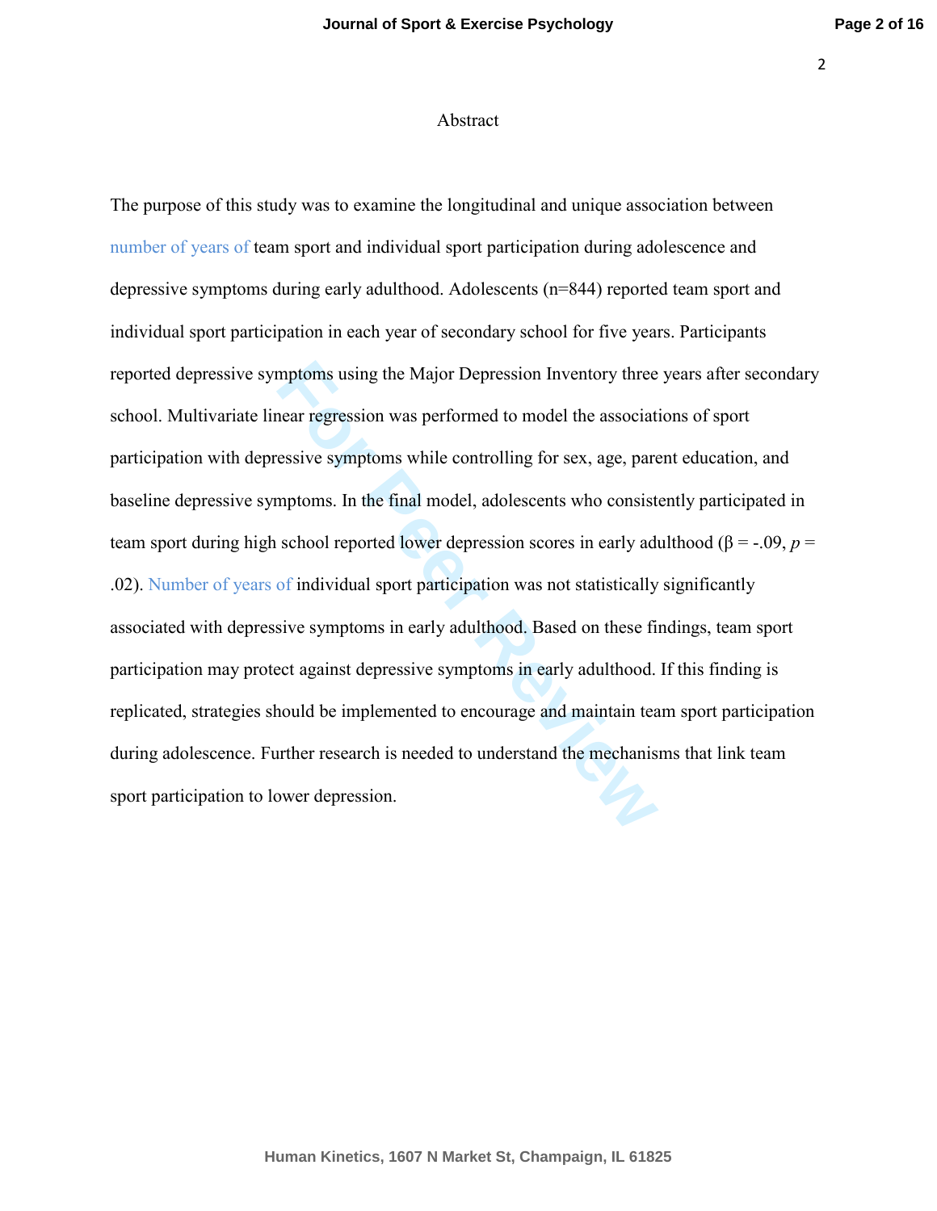# Abstract

The purpose of this study was to examine the longitudinal and unique association between number of years of team sport and individual sport participation during adolescence and depressive symptoms during early adulthood. Adolescents (n=844) reported team sport and individual sport participation in each year of secondary school for five years. Participants reported depressive symptoms using the Major Depression Inventory three years after secondary school. Multivariate linear regression was performed to model the associations of sport participation with depressive symptoms while controlling for sex, age, parent education, and baseline depressive symptoms. In the final model, adolescents who consistently participated in team sport during high school reported lower depression scores in early adulthood ($\beta = -.09$, $p = .02$). Number of years of individual sport participation was not statistically significantly associated with depressive symptoms in early adulthood. Based on these findings, team sport participation may protect against depressive symptoms in early adulthood. If this finding is replicated, strategies should be implemented to encourage and maintain team sport participation during adolescence. Further research is needed to understand the mechanisms that link team sport participation to lower depression.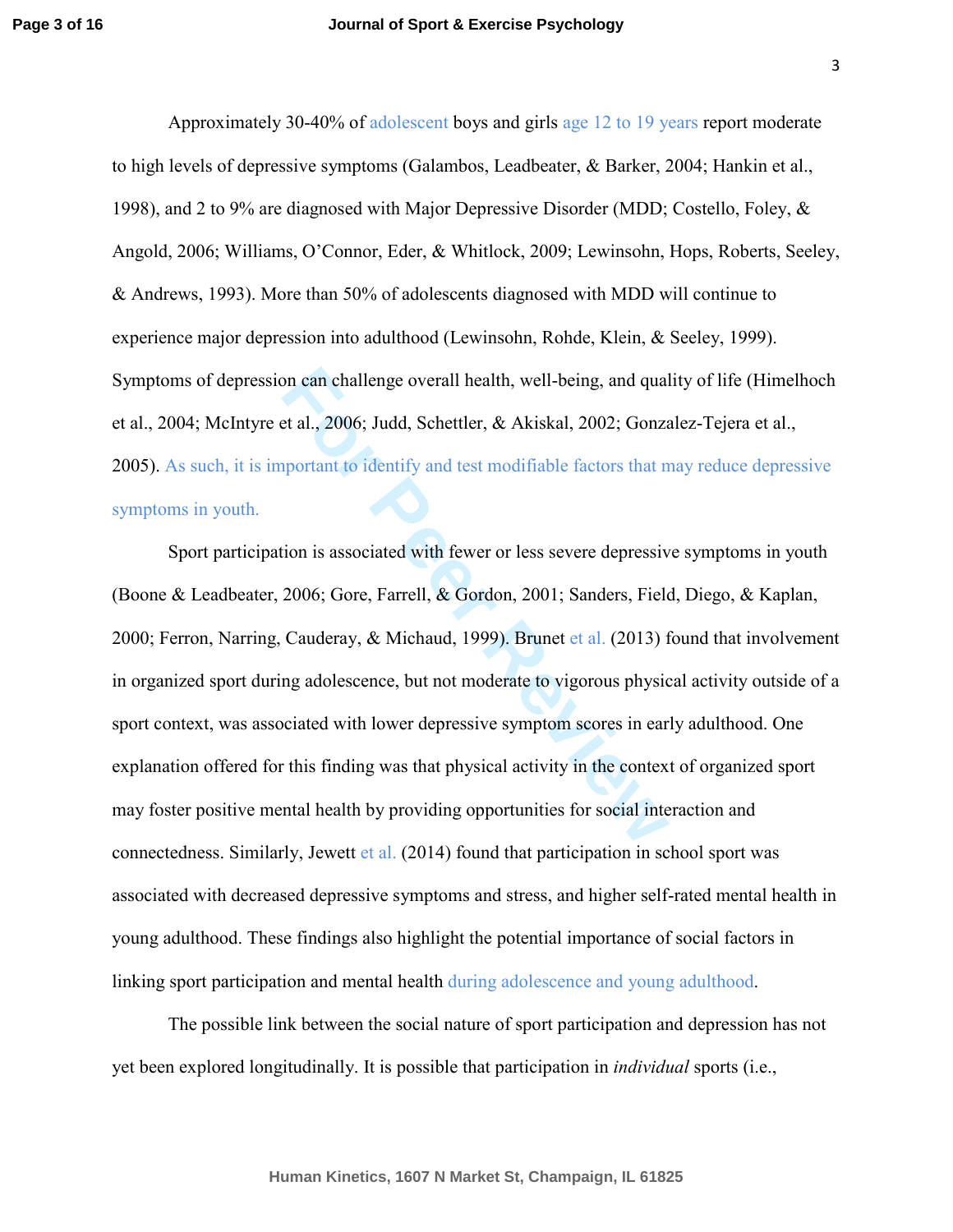Approximately 30-40% of adolescent boys and girls age 12 to 19 years report moderate to high levels of depressive symptoms (Galambos, Leadbeater, & Barker, 2004; Hankin et al., 1998), and 2 to 9% are diagnosed with Major Depressive Disorder (MDD; Costello, Foley, & Angold, 2006; Williams, O'Connor, Eder, & Whitlock, 2009; Lewinsohn, Hops, Roberts, Seeley, & Andrews, 1993). More than 50% of adolescents diagnosed with MDD will continue to experience major depression into adulthood (Lewinsohn, Rohde, Klein, & Seeley, 1999). Symptoms of depression can challenge overall health, well-being, and quality of life (Himelhoch et al., 2004; McIntyre et al., 2006; Judd, Schettler, & Akiskal, 2002; Gonzalez-Tejera et al., 2005). As such, it is important to identify and test modifiable factors that may reduce depressive symptoms in youth.

Sport participation is associated with fewer or less severe depressive symptoms in youth (Boone & Leadbeater, 2006; Gore, Farrell, & Gordon, 2001; Sanders, Field, Diego, & Kaplan, 2000; Ferron, Narring, Cauderay, & Michaud, 1999). Brunet et al. (2013) found that involvement in organized sport during adolescence, but not moderate to vigorous physical activity outside of a sport context, was associated with lower depressive symptom scores in early adulthood. One explanation offered for this finding was that physical activity in the context of organized sport may foster positive mental health by providing opportunities for social interaction and connectedness. Similarly, Jewett et al. (2014) found that participation in school sport was associated with decreased depressive symptoms and stress, and higher self-rated mental health in young adulthood. These findings also highlight the potential importance of social factors in linking sport participation and mental health during adolescence and young adulthood.

The possible link between the social nature of sport participation and depression has not yet been explored longitudinally. It is possible that participation in *individual* sports (i.e.,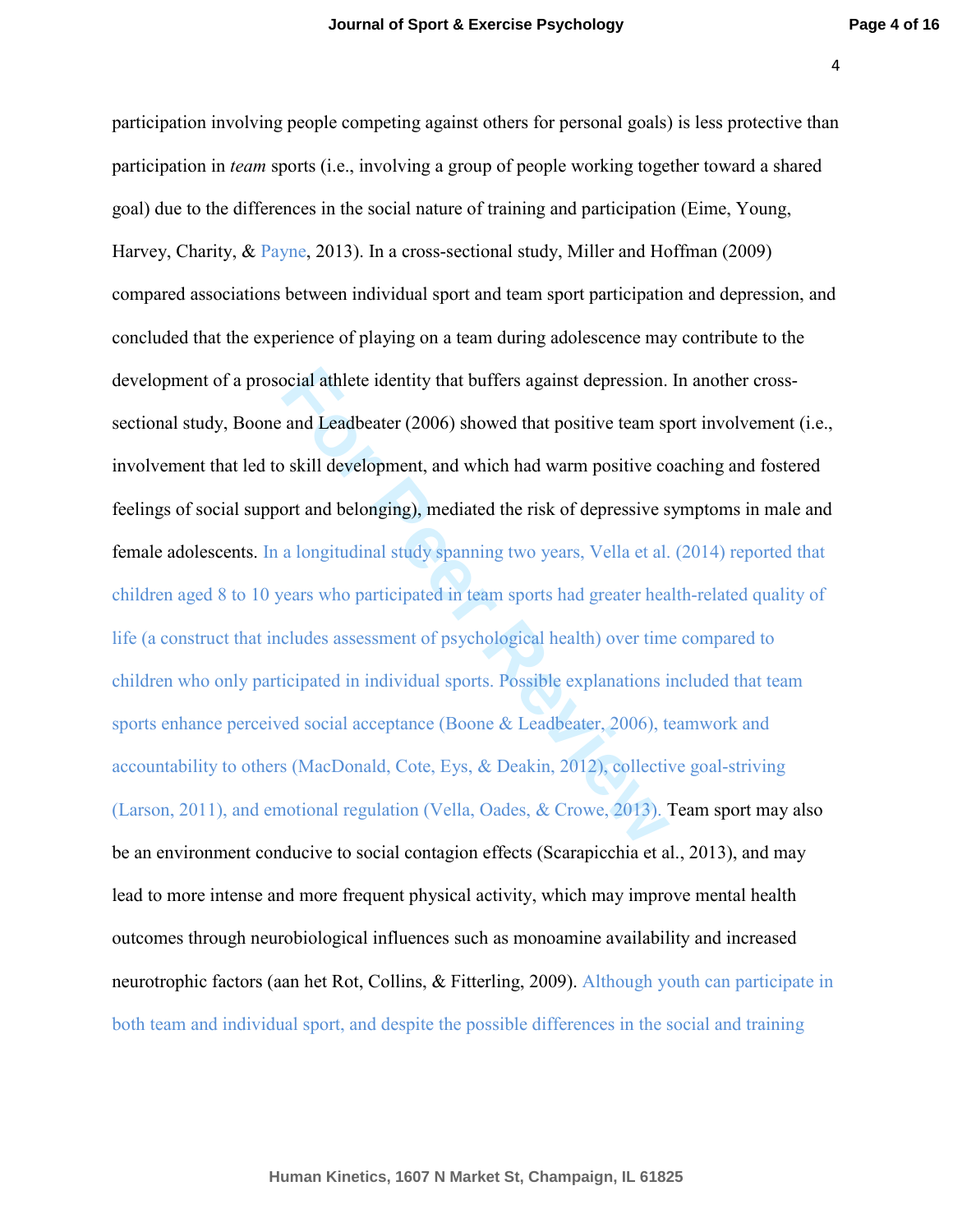participation involving people competing against others for personal goals) is less protective than participation in *team* sports (i.e., involving a group of people working together toward a shared goal) due to the differences in the social nature of training and participation (Eime, Young, Harvey, Charity, & Payne, 2013). In a cross-sectional study, Miller and Hoffman (2009) compared associations between individual sport and team sport participation and depression, and concluded that the experience of playing on a team during adolescence may contribute to the development of a prosocial athlete identity that buffers against depression. In another cross-sectional study, Boone and Leadbeater (2006) showed that positive team sport involvement (i.e., involvement that led to skill development, and which had warm positive coaching and fostered feelings of social support and belonging), mediated the risk of depressive symptoms in male and female adolescents. In a longitudinal study spanning two years, Vella et al. (2014) reported that children aged 8 to 10 years who participated in team sports had greater health-related quality of life (a construct that includes assessment of psychological health) over time compared to children who only participated in individual sports. Possible explanations included that team sports enhance perceived social acceptance (Boone & Leadbeater, 2006), teamwork and accountability to others (MacDonald, Cote, Eys, & Deakin, 2012), collective goal-striving (Larson, 2011), and emotional regulation (Vella, Oades, & Crowe, 2013). Team sport may also be an environment conducive to social contagion effects (Scarapicchia et al., 2013), and may lead to more intense and more frequent physical activity, which may improve mental health outcomes through neurobiological influences such as monoamine availability and increased neurotrophic factors (aan het Rot, Collins, & Fitterling, 2009). Although youth can participate in both team and individual sport, and despite the possible differences in the social and training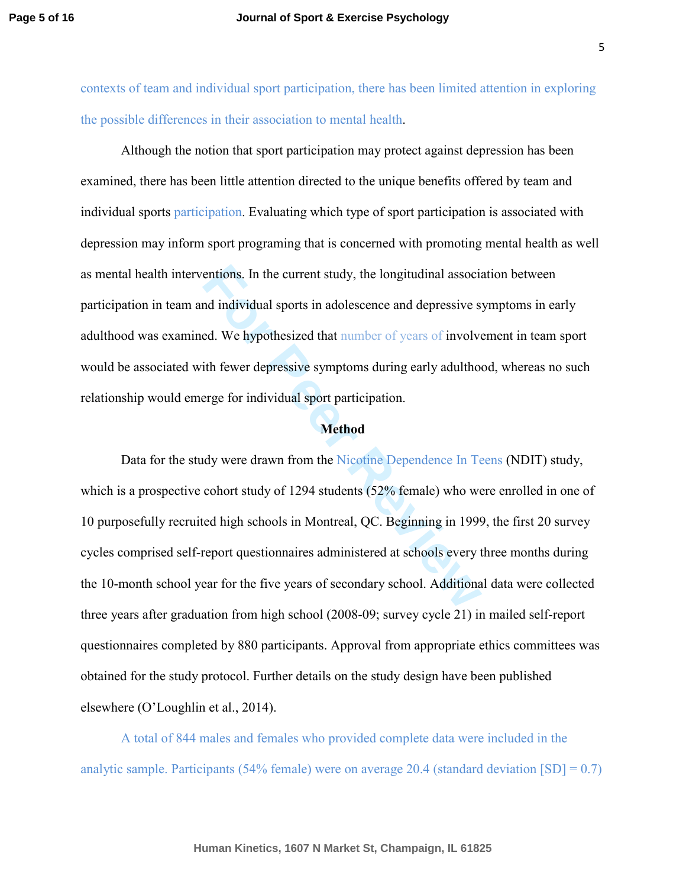contexts of team and individual sport participation, there has been limited attention in exploring the possible differences in their association to mental health.

Although the notion that sport participation may protect against depression has been examined, there has been little attention directed to the unique benefits offered by team and individual sports participation. Evaluating which type of sport participation is associated with depression may inform sport programing that is concerned with promoting mental health as well as mental health interventions. In the current study, the longitudinal association between participation in team and individual sports in adolescence and depressive symptoms in early adulthood was examined. We hypothesized that number of years of involvement in team sport would be associated with fewer depressive symptoms during early adulthood, whereas no such relationship would emerge for individual sport participation.

## Method

Data for the study were drawn from the Nicotine Dependence In Teens (NDIT) study, which is a prospective cohort study of 1294 students (52% female) who were enrolled in one of 10 purposefully recruited high schools in Montreal, QC. Beginning in 1999, the first 20 survey cycles comprised self-report questionnaires administered at schools every three months during the 10-month school year for the five years of secondary school. Additional data were collected three years after graduation from high school (2008-09; survey cycle 21) in mailed self-report questionnaires completed by 880 participants. Approval from appropriate ethics committees was obtained for the study protocol. Further details on the study design have been published elsewhere (O'Loughlin et al., 2014).

A total of 844 males and females who provided complete data were included in the analytic sample. Participants (54% female) were on average 20.4 (standard deviation [SD] = 0.7)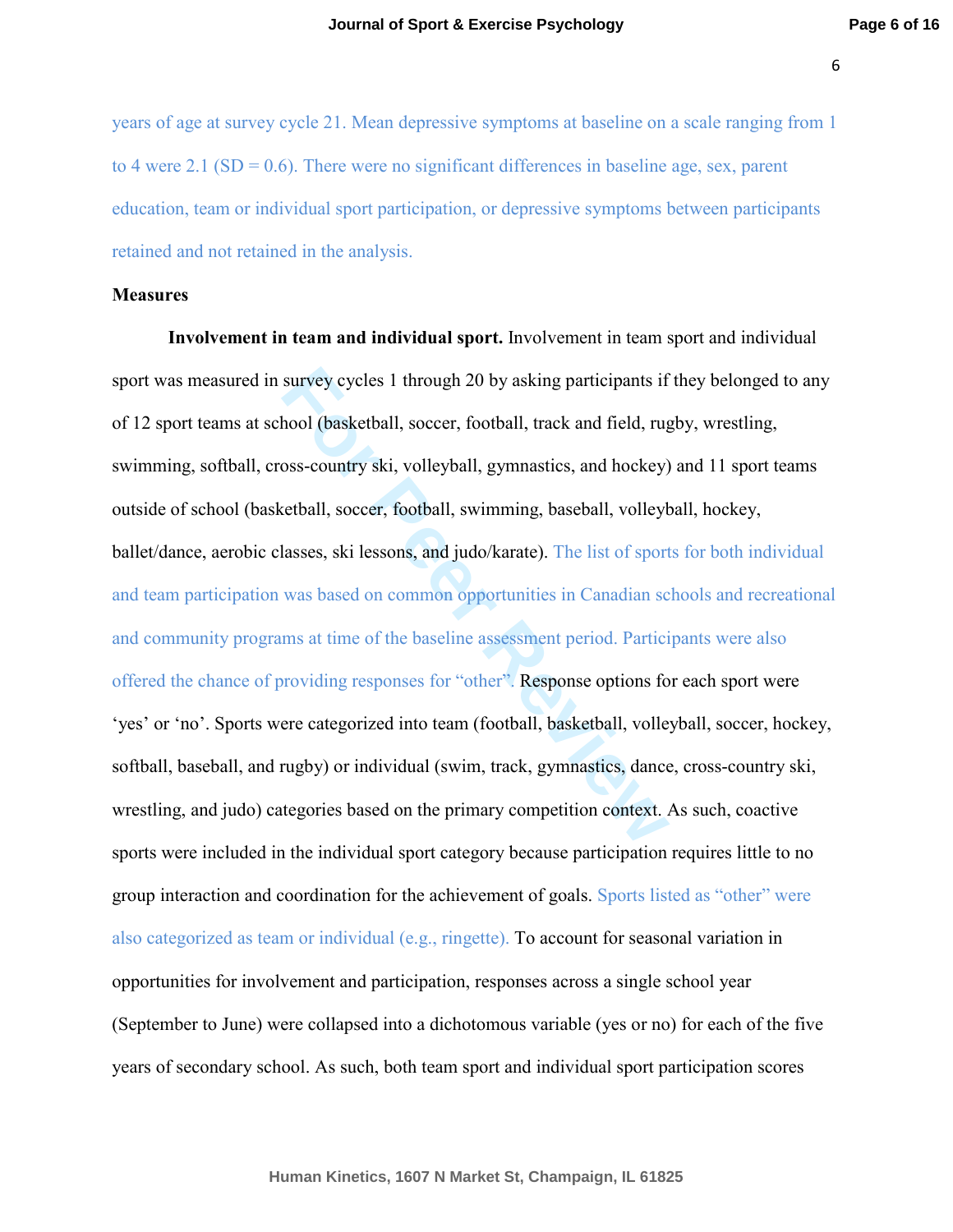years of age at survey cycle 21. Mean depressive symptoms at baseline on a scale ranging from 1 to 4 were 2.1 (SD = 0.6). There were no significant differences in baseline age, sex, parent education, team or individual sport participation, or depressive symptoms between participants retained and not retained in the analysis.

**Measures**

**Involvement in team and individual sport.** Involvement in team sport and individual sport was measured in survey cycles 1 through 20 by asking participants if they belonged to any of 12 sport teams at school (basketball, soccer, football, track and field, rugby, wrestling, swimming, softball, cross-country ski, volleyball, gymnastics, and hockey) and 11 sport teams outside of school (basketball, soccer, football, swimming, baseball, volleyball, hockey, ballet/dance, aerobic classes, ski lessons, and judo/karate). The list of sports for both individual and team participation was based on common opportunities in Canadian schools and recreational and community programs at time of the baseline assessment period. Participants were also offered the chance of providing responses for "other". Response options for each sport were 'yes' or 'no'. Sports were categorized into team (football, basketball, volleyball, soccer, hockey, softball, baseball, and rugby) or individual (swim, track, gymnastics, dance, cross-country ski, wrestling, and judo) categories based on the primary competition context. As such, coactive sports were included in the individual sport category because participation requires little to no group interaction and coordination for the achievement of goals. Sports listed as "other" were also categorized as team or individual (e.g., ringette). To account for seasonal variation in opportunities for involvement and participation, responses across a single school year (September to June) were collapsed into a dichotomous variable (yes or no) for each of the five years of secondary school. As such, both team sport and individual sport participation scores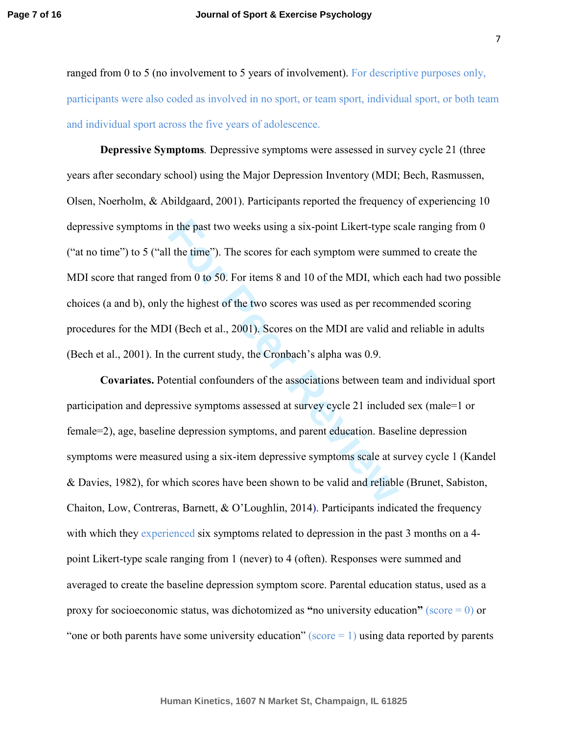ranged from 0 to 5 (no involvement to 5 years of involvement). For descriptive purposes only, participants were also coded as involved in no sport, or team sport, individual sport, or both team and individual sport across the five years of adolescence.

**Depressive Symptoms**. Depressive symptoms were assessed in survey cycle 21 (three years after secondary school) using the Major Depression Inventory (MDI; Bech, Rasmussen, Olsen, Noerholm, & Abildgaard, 2001). Participants reported the frequency of experiencing 10 depressive symptoms in the past two weeks using a six-point Likert-type scale ranging from 0 ("at no time") to 5 ("all the time"). The scores for each symptom were summed to create the MDI score that ranged from 0 to 50. For items 8 and 10 of the MDI, which each had two possible choices (a and b), only the highest of the two scores was used as per recommended scoring procedures for the MDI (Bech et al., 2001). Scores on the MDI are valid and reliable in adults (Bech et al., 2001). In the current study, the Cronbach's alpha was 0.9.

**Covariates.** Potential confounders of the associations between team and individual sport participation and depressive symptoms assessed at survey cycle 21 included sex (male=1 or female=2), age, baseline depression symptoms, and parent education. Baseline depression symptoms were measured using a six-item depressive symptoms scale at survey cycle 1 (Kandel & Davies, 1982), for which scores have been shown to be valid and reliable (Brunet, Sabiston, Chaiton, Low, Contreras, Barnett, & O'Loughlin, 2014). Participants indicated the frequency with which they experienced six symptoms related to depression in the past 3 months on a 4-point Likert-type scale ranging from 1 (never) to 4 (often). Responses were summed and averaged to create the baseline depression symptom score. Parental education status, used as a proxy for socioeconomic status, was dichotomized as **"**no university education**"** (score = 0) or "one or both parents have some university education" (score = 1) using data reported by parents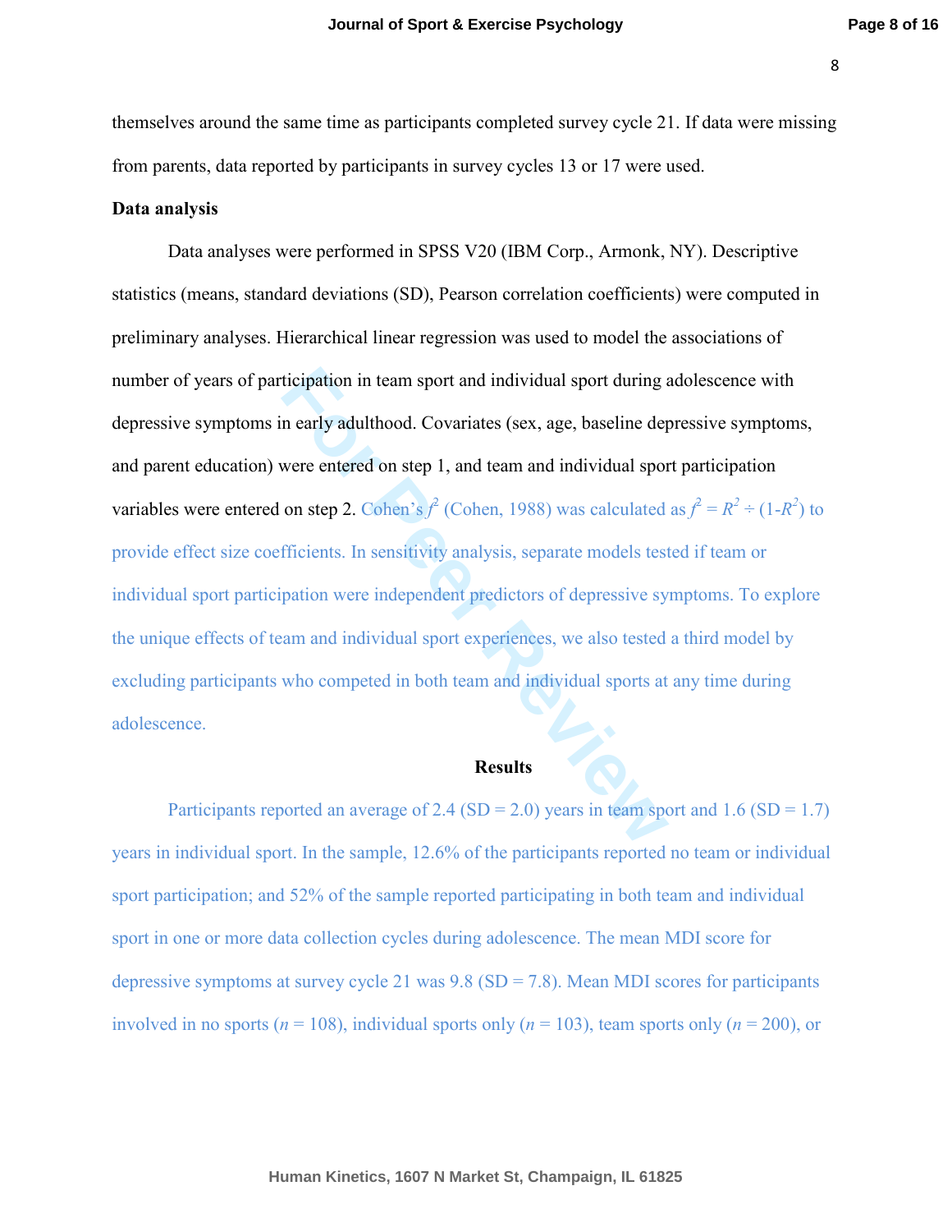themselves around the same time as participants completed survey cycle 21. If data were missing from parents, data reported by participants in survey cycles 13 or 17 were used.

**Data analysis**

Data analyses were performed in SPSS V20 (IBM Corp., Armonk, NY). Descriptive statistics (means, standard deviations (SD), Pearson correlation coefficients) were computed in preliminary analyses. Hierarchical linear regression was used to model the associations of number of years of participation in team sport and individual sport during adolescence with depressive symptoms in early adulthood. Covariates (sex, age, baseline depressive symptoms, and parent education) were entered on step 1, and team and individual sport participation variables were entered on step 2. Cohen's $f^2$ (Cohen, 1988) was calculated as $f^2 = R^2 \div (1\text{-}R^2)$ to provide effect size coefficients. In sensitivity analysis, separate models tested if team or individual sport participation were independent predictors of depressive symptoms. To explore the unique effects of team and individual sport experiences, we also tested a third model by excluding participants who competed in both team and individual sports at any time during adolescence.

## Results

Participants reported an average of 2.4 (SD = 2.0) years in team sport and 1.6 (SD = 1.7) years in individual sport. In the sample, 12.6% of the participants reported no team or individual sport participation; and 52% of the sample reported participating in both team and individual sport in one or more data collection cycles during adolescence. The mean MDI score for depressive symptoms at survey cycle 21 was 9.8 (SD = 7.8). Mean MDI scores for participants involved in no sports ($n$ = 108), individual sports only ($n$ = 103), team sports only ($n$ = 200), or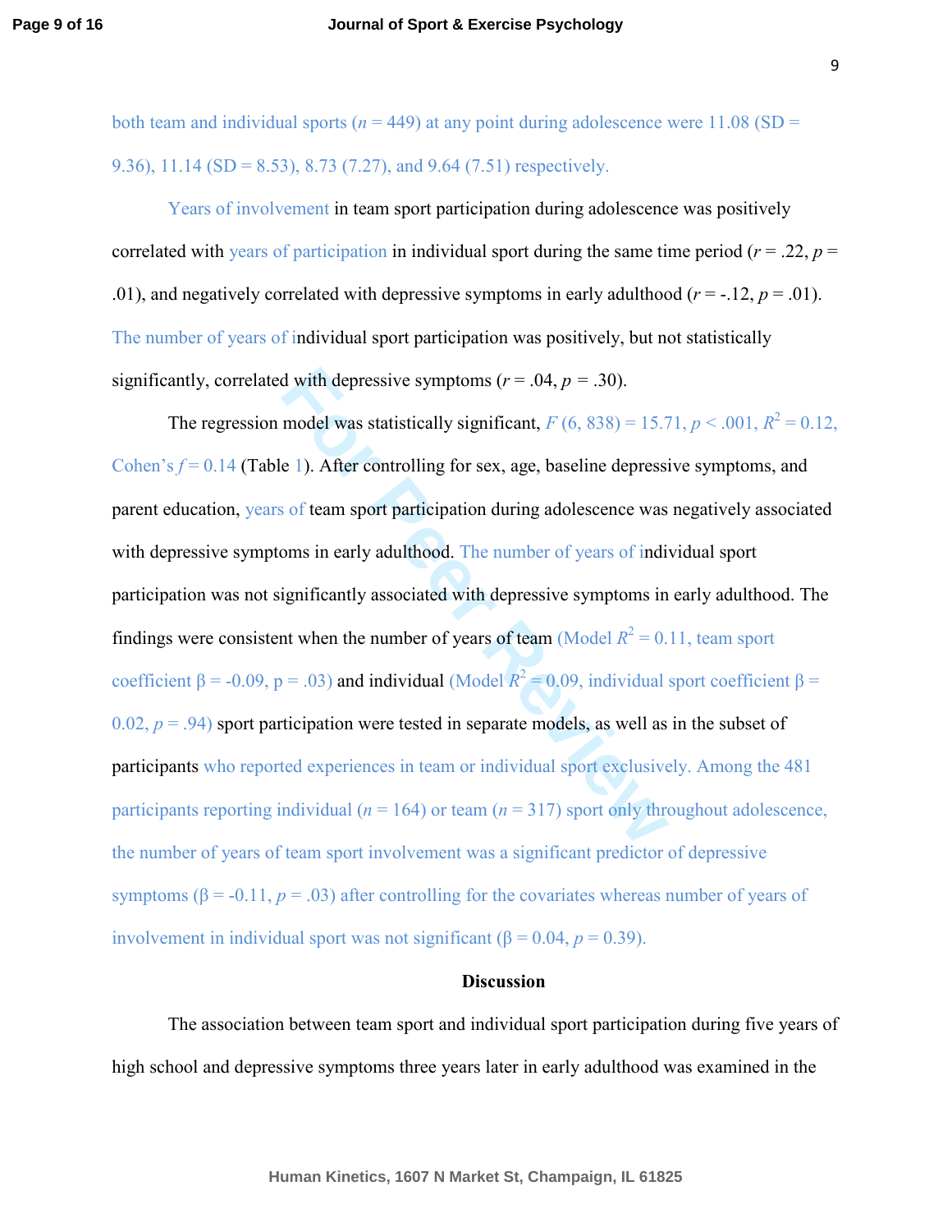both team and individual sports ($n$ = 449) at any point during adolescence were 11.08 (SD = 9.36), 11.14 (SD = 8.53), 8.73 (7.27), and 9.64 (7.51) respectively.

Years of involvement in team sport participation during adolescence was positively correlated with years of participation in individual sport during the same time period ($r$ = .22, $p$ = .01), and negatively correlated with depressive symptoms in early adulthood ($r$ = -.12, $p$ = .01). The number of years of individual sport participation was positively, but not statistically significantly, correlated with depressive symptoms ($r$ = .04, $p$ = .30).

The regression model was statistically significant, $F$ (6, 838) = 15.71, $p$ < .001, $R^2$ = 0.12, Cohen's $f$ = 0.14 (Table 1). After controlling for sex, age, baseline depressive symptoms, and parent education, years of team sport participation during adolescence was negatively associated with depressive symptoms in early adulthood. The number of years of individual sport participation was not significantly associated with depressive symptoms in early adulthood. The findings were consistent when the number of years of team (Model $R^2$ = 0.11, team sport coefficient β = -0.09, p = .03) and individual (Model $R^2$ = 0.09, individual sport coefficient β = 0.02, $p$ = .94) sport participation were tested in separate models, as well as in the subset of participants who reported experiences in team or individual sport exclusively. Among the 481 participants reporting individual ($n$ = 164) or team ($n$ = 317) sport only throughout adolescence, the number of years of team sport involvement was a significant predictor of depressive symptoms (β = -0.11, $p$ = .03) after controlling for the covariates whereas number of years of involvement in individual sport was not significant (β = 0.04, $p$ = 0.39).

## Discussion

The association between team sport and individual sport participation during five years of high school and depressive symptoms three years later in early adulthood was examined in the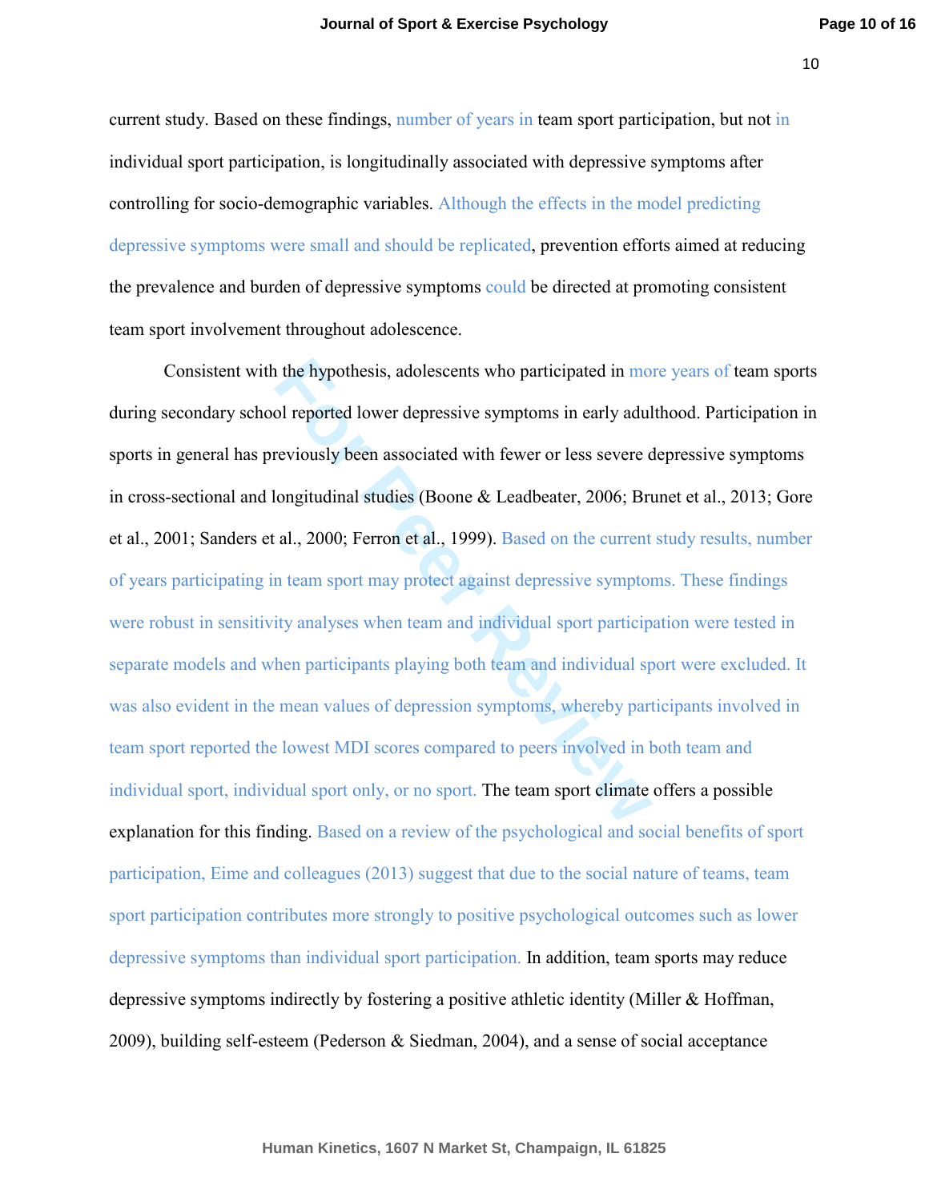current study. Based on these findings, number of years in team sport participation, but not in individual sport participation, is longitudinally associated with depressive symptoms after controlling for socio-demographic variables. Although the effects in the model predicting depressive symptoms were small and should be replicated, prevention efforts aimed at reducing the prevalence and burden of depressive symptoms could be directed at promoting consistent team sport involvement throughout adolescence.

Consistent with the hypothesis, adolescents who participated in more years of team sports during secondary school reported lower depressive symptoms in early adulthood. Participation in sports in general has previously been associated with fewer or less severe depressive symptoms in cross-sectional and longitudinal studies (Boone & Leadbeater, 2006; Brunet et al., 2013; Gore et al., 2001; Sanders et al., 2000; Ferron et al., 1999). Based on the current study results, number of years participating in team sport may protect against depressive symptoms. These findings were robust in sensitivity analyses when team and individual sport participation were tested in separate models and when participants playing both team and individual sport were excluded. It was also evident in the mean values of depression symptoms, whereby participants involved in team sport reported the lowest MDI scores compared to peers involved in both team and individual sport, individual sport only, or no sport. The team sport climate offers a possible explanation for this finding. Based on a review of the psychological and social benefits of sport participation, Eime and colleagues (2013) suggest that due to the social nature of teams, team sport participation contributes more strongly to positive psychological outcomes such as lower depressive symptoms than individual sport participation. In addition, team sports may reduce depressive symptoms indirectly by fostering a positive athletic identity (Miller & Hoffman, 2009), building self-esteem (Pederson & Siedman, 2004), and a sense of social acceptance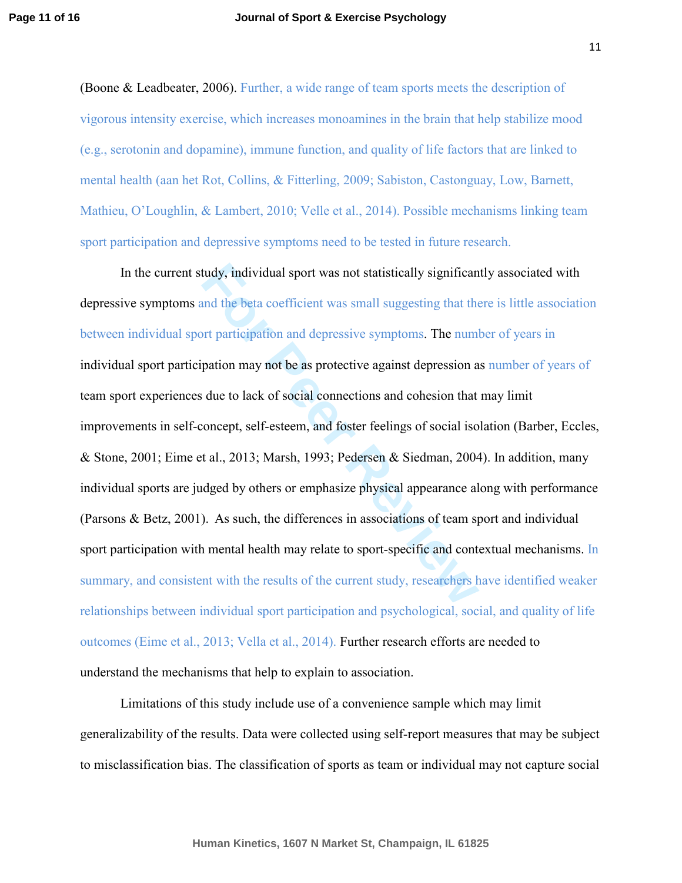(Boone & Leadbeater, 2006). Further, a wide range of team sports meets the description of vigorous intensity exercise, which increases monoamines in the brain that help stabilize mood (e.g., serotonin and dopamine), immune function, and quality of life factors that are linked to mental health (aan het Rot, Collins, & Fitterling, 2009; Sabiston, Castonguay, Low, Barnett, Mathieu, O'Loughlin, & Lambert, 2010; Velle et al., 2014). Possible mechanisms linking team sport participation and depressive symptoms need to be tested in future research.

In the current study, individual sport was not statistically significantly associated with depressive symptoms and the beta coefficient was small suggesting that there is little association between individual sport participation and depressive symptoms. The number of years in individual sport participation may not be as protective against depression as number of years of team sport experiences due to lack of social connections and cohesion that may limit improvements in self-concept, self-esteem, and foster feelings of social isolation (Barber, Eccles, & Stone, 2001; Eime et al., 2013; Marsh, 1993; Pedersen & Siedman, 2004). In addition, many individual sports are judged by others or emphasize physical appearance along with performance (Parsons & Betz, 2001). As such, the differences in associations of team sport and individual sport participation with mental health may relate to sport-specific and contextual mechanisms. In summary, and consistent with the results of the current study, researchers have identified weaker relationships between individual sport participation and psychological, social, and quality of life outcomes (Eime et al., 2013; Vella et al., 2014). Further research efforts are needed to understand the mechanisms that help to explain to association.

Limitations of this study include use of a convenience sample which may limit generalizability of the results. Data were collected using self-report measures that may be subject to misclassification bias. The classification of sports as team or individual may not capture social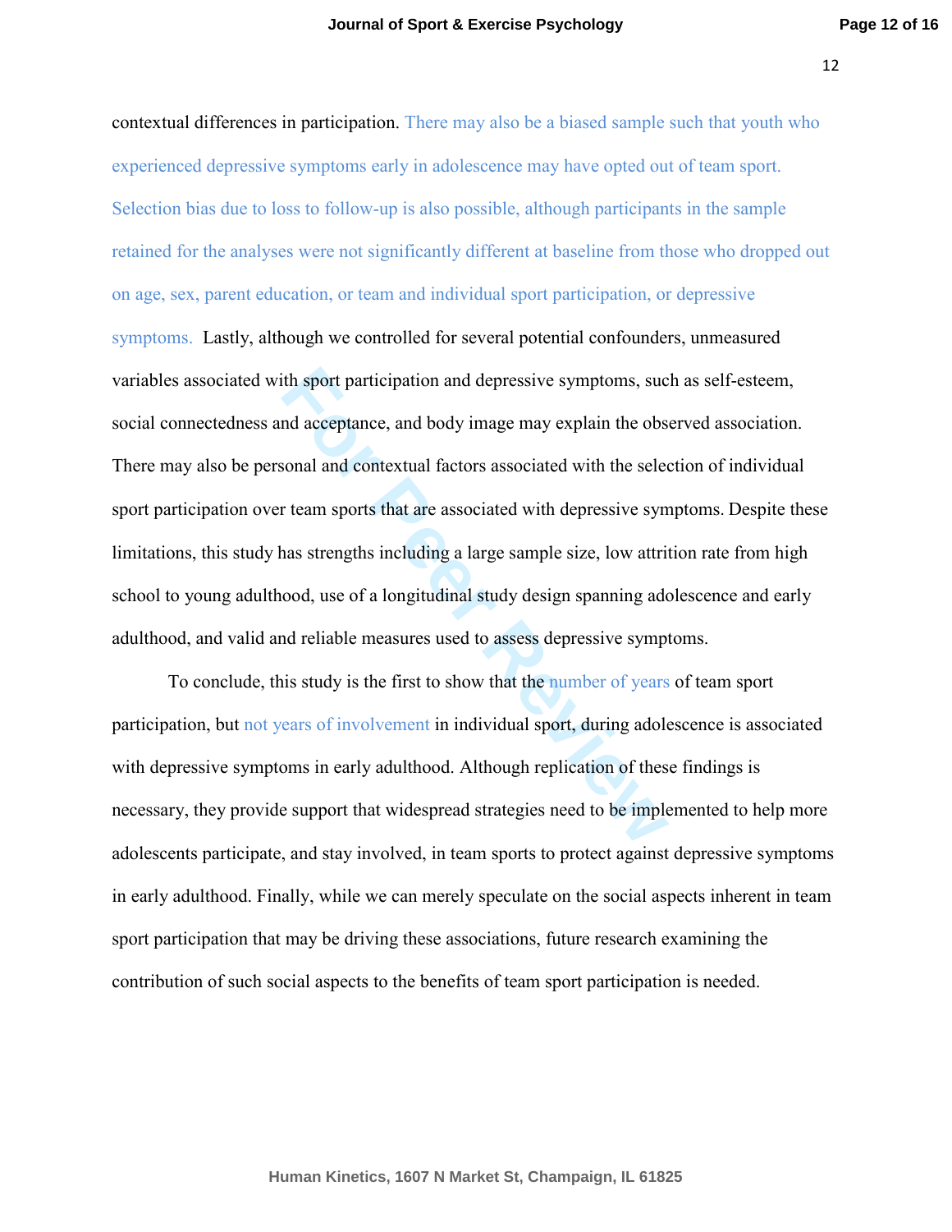contextual differences in participation. There may also be a biased sample such that youth who experienced depressive symptoms early in adolescence may have opted out of team sport. Selection bias due to loss to follow-up is also possible, although participants in the sample retained for the analyses were not significantly different at baseline from those who dropped out on age, sex, parent education, or team and individual sport participation, or depressive symptoms. Lastly, although we controlled for several potential confounders, unmeasured variables associated with sport participation and depressive symptoms, such as self-esteem, social connectedness and acceptance, and body image may explain the observed association. There may also be personal and contextual factors associated with the selection of individual sport participation over team sports that are associated with depressive symptoms. Despite these limitations, this study has strengths including a large sample size, low attrition rate from high school to young adulthood, use of a longitudinal study design spanning adolescence and early adulthood, and valid and reliable measures used to assess depressive symptoms.

To conclude, this study is the first to show that the number of years of team sport participation, but not years of involvement in individual sport, during adolescence is associated with depressive symptoms in early adulthood. Although replication of these findings is necessary, they provide support that widespread strategies need to be implemented to help more adolescents participate, and stay involved, in team sports to protect against depressive symptoms in early adulthood. Finally, while we can merely speculate on the social aspects inherent in team sport participation that may be driving these associations, future research examining the contribution of such social aspects to the benefits of team sport participation is needed.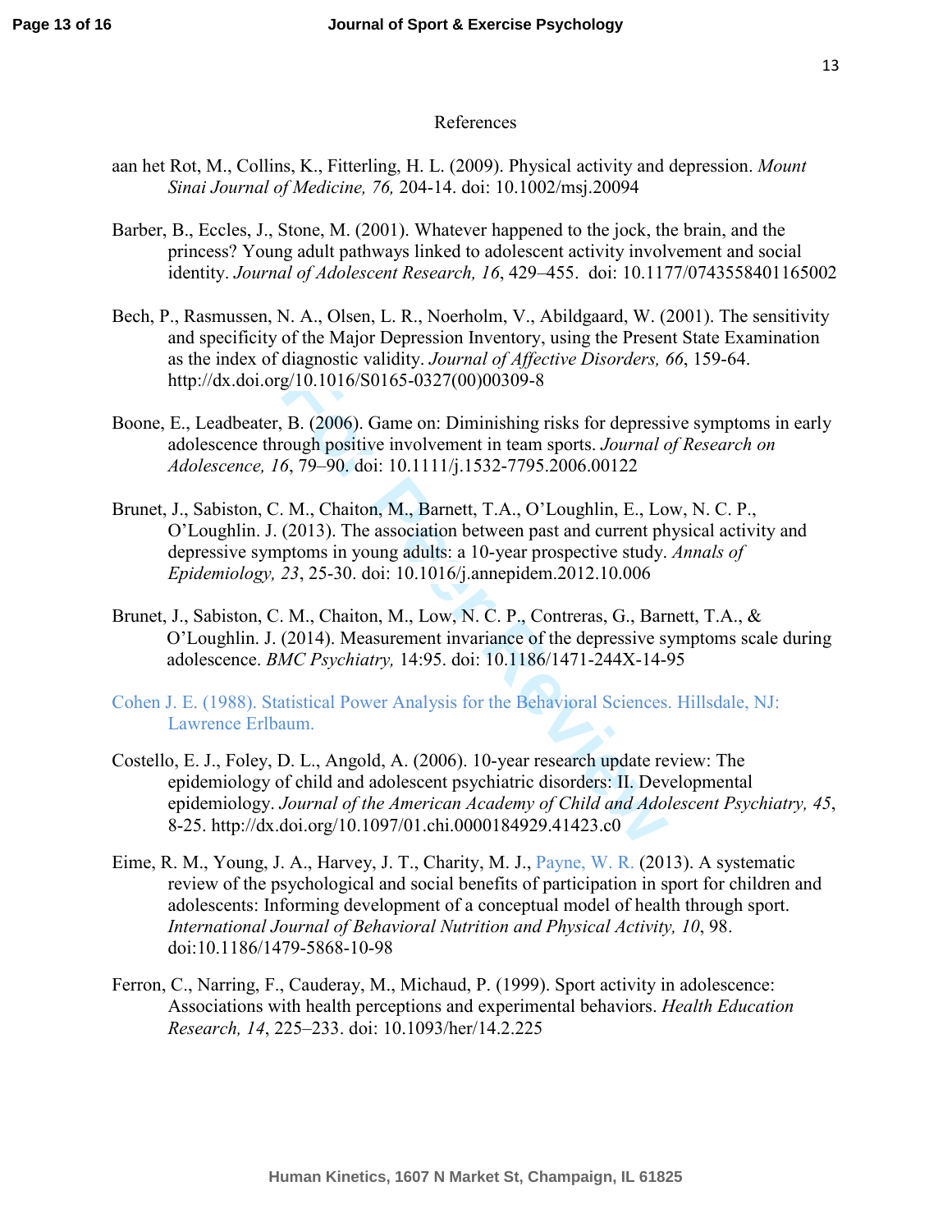# References

aan het Rot, M., Collins, K., Fitterling, H. L. (2009). Physical activity and depression. *Mount Sinai Journal of Medicine, 76,* 204-14. doi: 10.1002/msj.20094

Barber, B., Eccles, J., Stone, M. (2001). Whatever happened to the jock, the brain, and the princess? Young adult pathways linked to adolescent activity involvement and social identity. *Journal of Adolescent Research, 16*, 429–455. doi: 10.1177/0743558401165002

Bech, P., Rasmussen, N. A., Olsen, L. R., Noerholm, V., Abildgaard, W. (2001). The sensitivity and specificity of the Major Depression Inventory, using the Present State Examination as the index of diagnostic validity. *Journal of Affective Disorders, 66*, 159-64. http://dx.doi.org/10.1016/S0165-0327(00)00309-8

Boone, E., Leadbeater, B. (2006). Game on: Diminishing risks for depressive symptoms in early adolescence through positive involvement in team sports. *Journal of Research on Adolescence, 16*, 79–90. doi: 10.1111/j.1532-7795.2006.00122

Brunet, J., Sabiston, C. M., Chaiton, M., Barnett, T.A., O'Loughlin, E., Low, N. C. P., O'Loughlin. J. (2013). The association between past and current physical activity and depressive symptoms in young adults: a 10-year prospective study. *Annals of Epidemiology, 23*, 25-30. doi: 10.1016/j.annepidem.2012.10.006

Brunet, J., Sabiston, C. M., Chaiton, M., Low, N. C. P., Contreras, G., Barnett, T.A., & O'Loughlin. J. (2014). Measurement invariance of the depressive symptoms scale during adolescence. *BMC Psychiatry,* 14:95. doi: 10.1186/1471-244X-14-95

Cohen J. E. (1988). Statistical Power Analysis for the Behavioral Sciences. Hillsdale, NJ: Lawrence Erlbaum.

Costello, E. J., Foley, D. L., Angold, A. (2006). 10-year research update review: The epidemiology of child and adolescent psychiatric disorders: II. Developmental epidemiology. *Journal of the American Academy of Child and Adolescent Psychiatry, 45*, 8-25. http://dx.doi.org/10.1097/01.chi.0000184929.41423.c0

Eime, R. M., Young, J. A., Harvey, J. T., Charity, M. J., Payne, W. R. (2013). A systematic review of the psychological and social benefits of participation in sport for children and adolescents: Informing development of a conceptual model of health through sport. *International Journal of Behavioral Nutrition and Physical Activity, 10*, 98. doi:10.1186/1479-5868-10-98

Ferron, C., Narring, F., Cauderay, M., Michaud, P. (1999). Sport activity in adolescence: Associations with health perceptions and experimental behaviors. *Health Education Research, 14*, 225–233. doi: 10.1093/her/14.2.225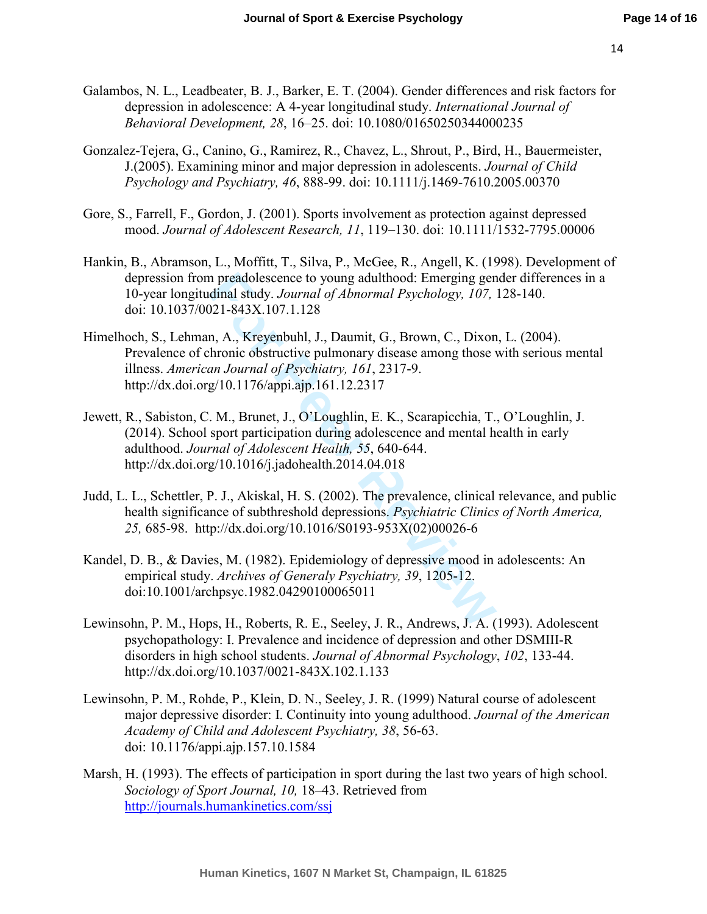Galambos, N. L., Leadbeater, B. J., Barker, E. T. (2004). Gender differences and risk factors for depression in adolescence: A 4-year longitudinal study. *International Journal of Behavioral Development, 28*, 16–25. doi: 10.1080/01650250344000235

Gonzalez-Tejera, G., Canino, G., Ramirez, R., Chavez, L., Shrout, P., Bird, H., Bauermeister, J.(2005). Examining minor and major depression in adolescents. *Journal of Child Psychology and Psychiatry, 46*, 888-99. doi: 10.1111/j.1469-7610.2005.00370

Gore, S., Farrell, F., Gordon, J. (2001). Sports involvement as protection against depressed mood. *Journal of Adolescent Research, 11*, 119–130. doi: 10.1111/1532-7795.00006

Hankin, B., Abramson, L., Moffitt, T., Silva, P., McGee, R., Angell, K. (1998). Development of depression from preadolescence to young adulthood: Emerging gender differences in a 10-year longitudinal study. *Journal of Abnormal Psychology, 107,* 128-140. doi: 10.1037/0021-843X.107.1.128

Himelhoch, S., Lehman, A., Kreyenbuhl, J., Daumit, G., Brown, C., Dixon, L. (2004). Prevalence of chronic obstructive pulmonary disease among those with serious mental illness. *American Journal of Psychiatry, 161*, 2317-9. http://dx.doi.org/10.1176/appi.ajp.161.12.2317

Jewett, R., Sabiston, C. M., Brunet, J., O'Loughlin, E. K., Scarapicchia, T., O'Loughlin, J. (2014). School sport participation during adolescence and mental health in early adulthood. *Journal of Adolescent Health, 55*, 640-644. http://dx.doi.org/10.1016/j.jadohealth.2014.04.018

Judd, L. L., Schettler, P. J., Akiskal, H. S. (2002). The prevalence, clinical relevance, and public health significance of subthreshold depressions. *Psychiatric Clinics of North America, 25,* 685-98. http://dx.doi.org/10.1016/S0193-953X(02)00026-6

Kandel, D. B., & Davies, M. (1982). Epidemiology of depressive mood in adolescents: An empirical study. *Archives of Generaly Psychiatry, 39*, 1205-12. doi:10.1001/archpsyc.1982.04290100065011

Lewinsohn, P. M., Hops, H., Roberts, R. E., Seeley, J. R., Andrews, J. A. (1993). Adolescent psychopathology: I. Prevalence and incidence of depression and other DSMIII-R disorders in high school students. *Journal of Abnormal Psychology*, *102*, 133-44. http://dx.doi.org/10.1037/0021-843X.102.1.133

Lewinsohn, P. M., Rohde, P., Klein, D. N., Seeley, J. R. (1999) Natural course of adolescent major depressive disorder: I. Continuity into young adulthood. *Journal of the American Academy of Child and Adolescent Psychiatry, 38*, 56-63. doi: 10.1176/appi.ajp.157.10.1584

Marsh, H. (1993). The effects of participation in sport during the last two years of high school. *Sociology of Sport Journal, 10,* 18–43. Retrieved from http://journals.humankinetics.com/ssj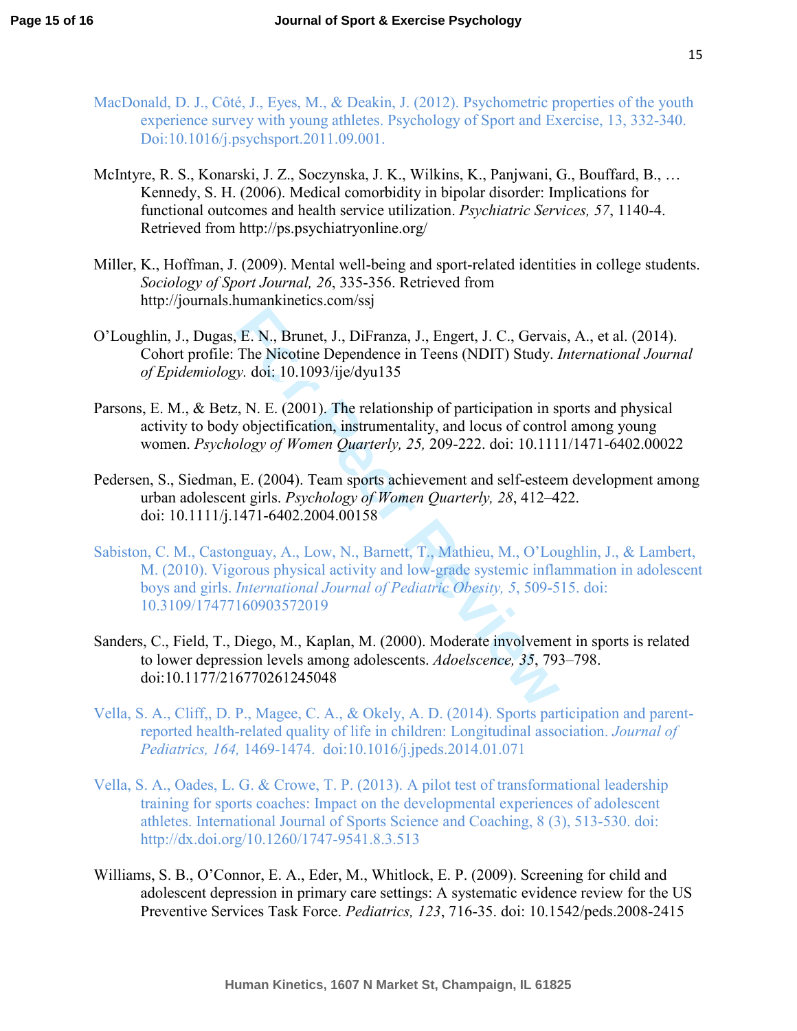MacDonald, D. J., Côté, J., Eyes, M., & Deakin, J. (2012). Psychometric properties of the youth experience survey with young athletes. Psychology of Sport and Exercise, 13, 332-340. Doi:10.1016/j.psychsport.2011.09.001.

McIntyre, R. S., Konarski, J. Z., Soczynska, J. K., Wilkins, K., Panjwani, G., Bouffard, B., … Kennedy, S. H. (2006). Medical comorbidity in bipolar disorder: Implications for functional outcomes and health service utilization. *Psychiatric Services, 57*, 1140-4. Retrieved from http://ps.psychiatryonline.org/

Miller, K., Hoffman, J. (2009). Mental well-being and sport-related identities in college students. *Sociology of Sport Journal, 26*, 335-356. Retrieved from http://journals.humankinetics.com/ssj

O'Loughlin, J., Dugas, E. N., Brunet, J., DiFranza, J., Engert, J. C., Gervais, A., et al. (2014). Cohort profile: The Nicotine Dependence in Teens (NDIT) Study. *International Journal of Epidemiology.* doi: 10.1093/ije/dyu135

Parsons, E. M., & Betz, N. E. (2001). The relationship of participation in sports and physical activity to body objectification, instrumentality, and locus of control among young women. *Psychology of Women Quarterly, 25,* 209-222. doi: 10.1111/1471-6402.00022

Pedersen, S., Siedman, E. (2004). Team sports achievement and self-esteem development among urban adolescent girls. *Psychology of Women Quarterly, 28*, 412–422. doi: 10.1111/j.1471-6402.2004.00158

Sabiston, C. M., Castonguay, A., Low, N., Barnett, T., Mathieu, M., O'Loughlin, J., & Lambert, M. (2010). Vigorous physical activity and low-grade systemic inflammation in adolescent boys and girls. *International Journal of Pediatric Obesity, 5*, 509-515. doi: 10.3109/17477160903572019

Sanders, C., Field, T., Diego, M., Kaplan, M. (2000). Moderate involvement in sports is related to lower depression levels among adolescents. *Adoelscence, 35*, 793–798. doi:10.1177/216770261245048

Vella, S. A., Cliff,, D. P., Magee, C. A., & Okely, A. D. (2014). Sports participation and parent-reported health-related quality of life in children: Longitudinal association. *Journal of Pediatrics, 164,* 1469-1474. doi:10.1016/j.jpeds.2014.01.071

Vella, S. A., Oades, L. G. & Crowe, T. P. (2013). A pilot test of transformational leadership training for sports coaches: Impact on the developmental experiences of adolescent athletes. International Journal of Sports Science and Coaching, 8 (3), 513-530. doi: http://dx.doi.org/10.1260/1747-9541.8.3.513

Williams, S. B., O'Connor, E. A., Eder, M., Whitlock, E. P. (2009). Screening for child and adolescent depression in primary care settings: A systematic evidence review for the US Preventive Services Task Force. *Pediatrics, 123*, 716-35. doi: 10.1542/peds.2008-2415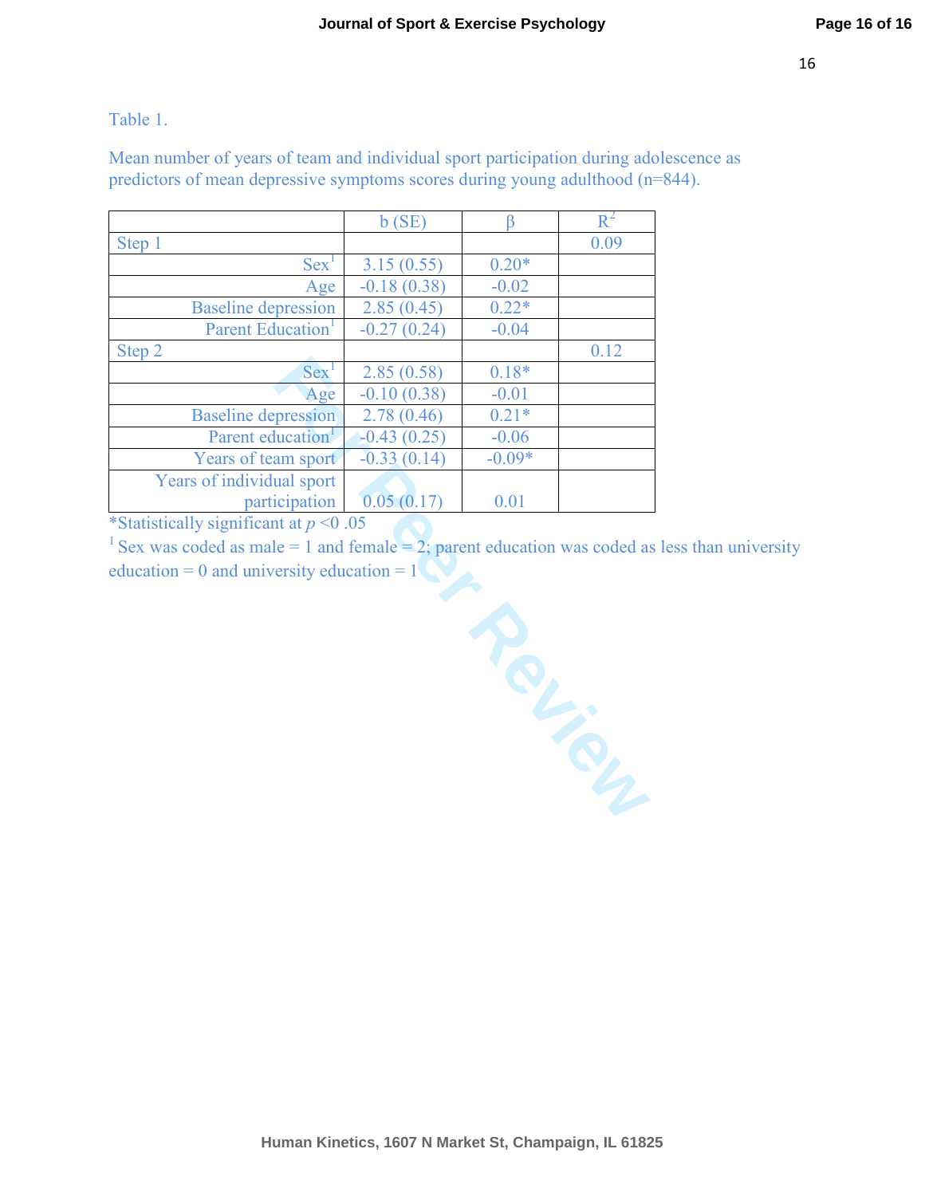Table 1.

Mean number of years of team and individual sport participation during adolescence as predictors of mean depressive symptoms scores during young adulthood (n=844).

| | b (SE) | β | $R^2$ |
|---|---|---|---|
| Step 1 | | | 0.09 |
| Sex[1] | 3.15 (0.55) | 0.20* | |
| Age | -0.18 (0.38) | -0.02 | |
| Baseline depression | 2.85 (0.45) | 0.22* | |
| Parent Education[1] | -0.27 (0.24) | -0.04 | |
| Step 2 | | | 0.12 |
| Sex[1] | 2.85 (0.58) | 0.18* | |
| Age | -0.10 (0.38) | -0.01 | |
| Baseline depression | 2.78 (0.46) | 0.21* | |
| Parent education[1] | -0.43 (0.25) | -0.06 | |
| Years of team sport | -0.33 (0.14) | -0.09* | |
| Years of individual sport participation | 0.05 (0.17) | 0.01 | |

*Statistically significant at $p$ <0 .05

[1] Sex was coded as male = 1 and female = 2; parent education was coded as less than university education = 0 and university education = 1